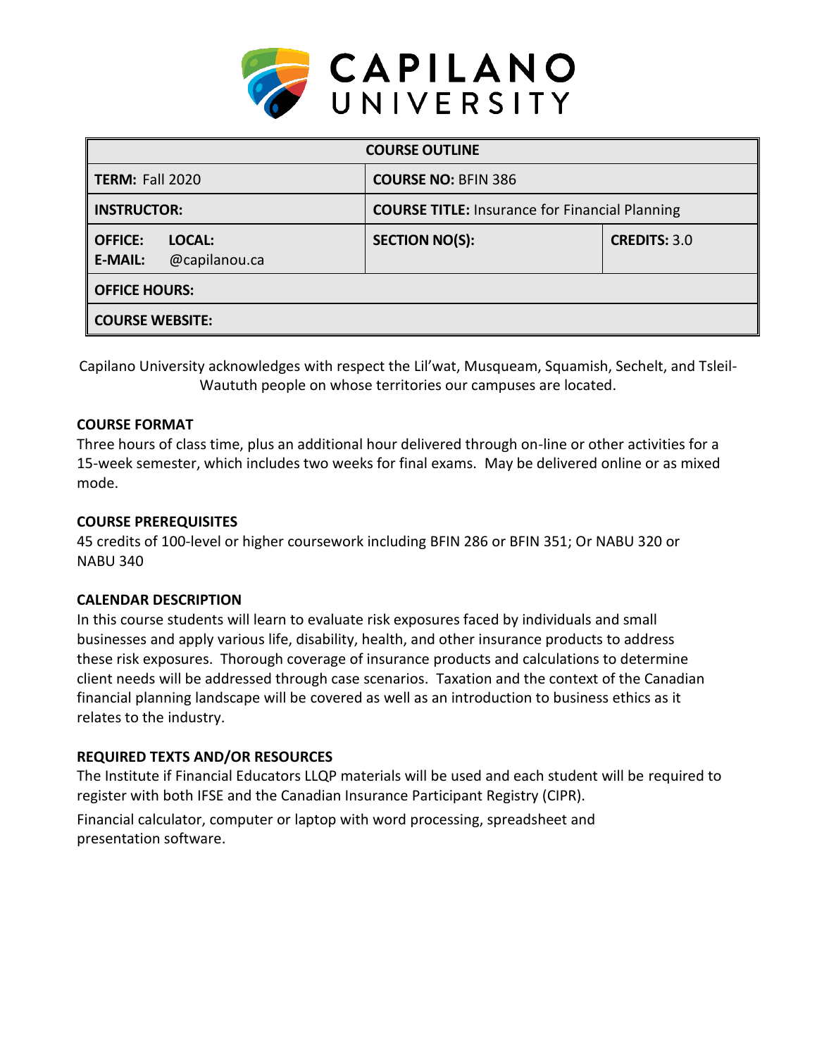# CAPILANO UNIVERSITY

| COURSE OUTLINE | | |
|---|---|---|
| **TERM:** Fall 2020 | **COURSE NO:** BFIN 386 | |
| **INSTRUCTOR:** | **COURSE TITLE:** Insurance for Financial Planning | |
| **OFFICE:** **LOCAL:** **E-MAIL:** @capilanou.ca | **SECTION NO(S):** | **CREDITS:** 3.0 |
| **OFFICE HOURS:** | | |
| **COURSE WEBSITE:** | | |

Capilano University acknowledges with respect the Lil'wat, Musqueam, Squamish, Sechelt, and Tsleil-Waututh people on whose territories our campuses are located.

### COURSE FORMAT

Three hours of class time, plus an additional hour delivered through on-line or other activities for a 15-week semester, which includes two weeks for final exams. May be delivered online or as mixed mode.

### COURSE PREREQUISITES

45 credits of 100-level or higher coursework including BFIN 286 or BFIN 351; Or NABU 320 or NABU 340

### CALENDAR DESCRIPTION

In this course students will learn to evaluate risk exposures faced by individuals and small businesses and apply various life, disability, health, and other insurance products to address these risk exposures. Thorough coverage of insurance products and calculations to determine client needs will be addressed through case scenarios. Taxation and the context of the Canadian financial planning landscape will be covered as well as an introduction to business ethics as it relates to the industry.

### REQUIRED TEXTS AND/OR RESOURCES

The Institute if Financial Educators LLQP materials will be used and each student will be required to register with both IFSE and the Canadian Insurance Participant Registry (CIPR).

Financial calculator, computer or laptop with word processing, spreadsheet and presentation software.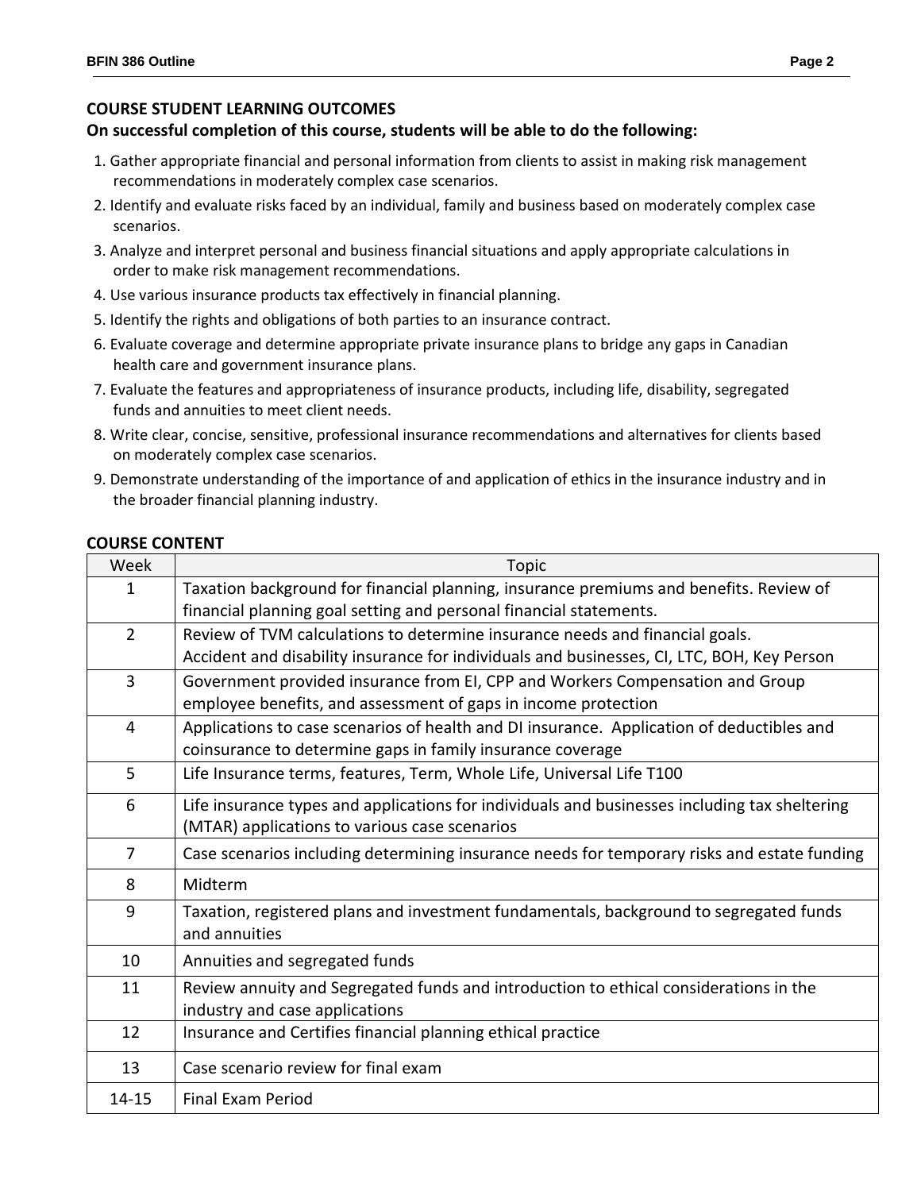## COURSE STUDENT LEARNING OUTCOMES

**On successful completion of this course, students will be able to do the following:**

1. Gather appropriate financial and personal information from clients to assist in making risk management recommendations in moderately complex case scenarios.
2. Identify and evaluate risks faced by an individual, family and business based on moderately complex case scenarios.
3. Analyze and interpret personal and business financial situations and apply appropriate calculations in order to make risk management recommendations.
4. Use various insurance products tax effectively in financial planning.
5. Identify the rights and obligations of both parties to an insurance contract.
6. Evaluate coverage and determine appropriate private insurance plans to bridge any gaps in Canadian health care and government insurance plans.
7. Evaluate the features and appropriateness of insurance products, including life, disability, segregated funds and annuities to meet client needs.
8. Write clear, concise, sensitive, professional insurance recommendations and alternatives for clients based on moderately complex case scenarios.
9. Demonstrate understanding of the importance of and application of ethics in the insurance industry and in the broader financial planning industry.

## COURSE CONTENT

| Week | Topic |
|---|---|
| 1 | Taxation background for financial planning, insurance premiums and benefits. Review of financial planning goal setting and personal financial statements. |
| 2 | Review of TVM calculations to determine insurance needs and financial goals. Accident and disability insurance for individuals and businesses, CI, LTC, BOH, Key Person |
| 3 | Government provided insurance from EI, CPP and Workers Compensation and Group employee benefits, and assessment of gaps in income protection |
| 4 | Applications to case scenarios of health and DI insurance. Application of deductibles and coinsurance to determine gaps in family insurance coverage |
| 5 | Life Insurance terms, features, Term, Whole Life, Universal Life T100 |
| 6 | Life insurance types and applications for individuals and businesses including tax sheltering (MTAR) applications to various case scenarios |
| 7 | Case scenarios including determining insurance needs for temporary risks and estate funding |
| 8 | Midterm |
| 9 | Taxation, registered plans and investment fundamentals, background to segregated funds and annuities |
| 10 | Annuities and segregated funds |
| 11 | Review annuity and Segregated funds and introduction to ethical considerations in the industry and case applications |
| 12 | Insurance and Certifies financial planning ethical practice |
| 13 | Case scenario review for final exam |
| 14-15 | Final Exam Period |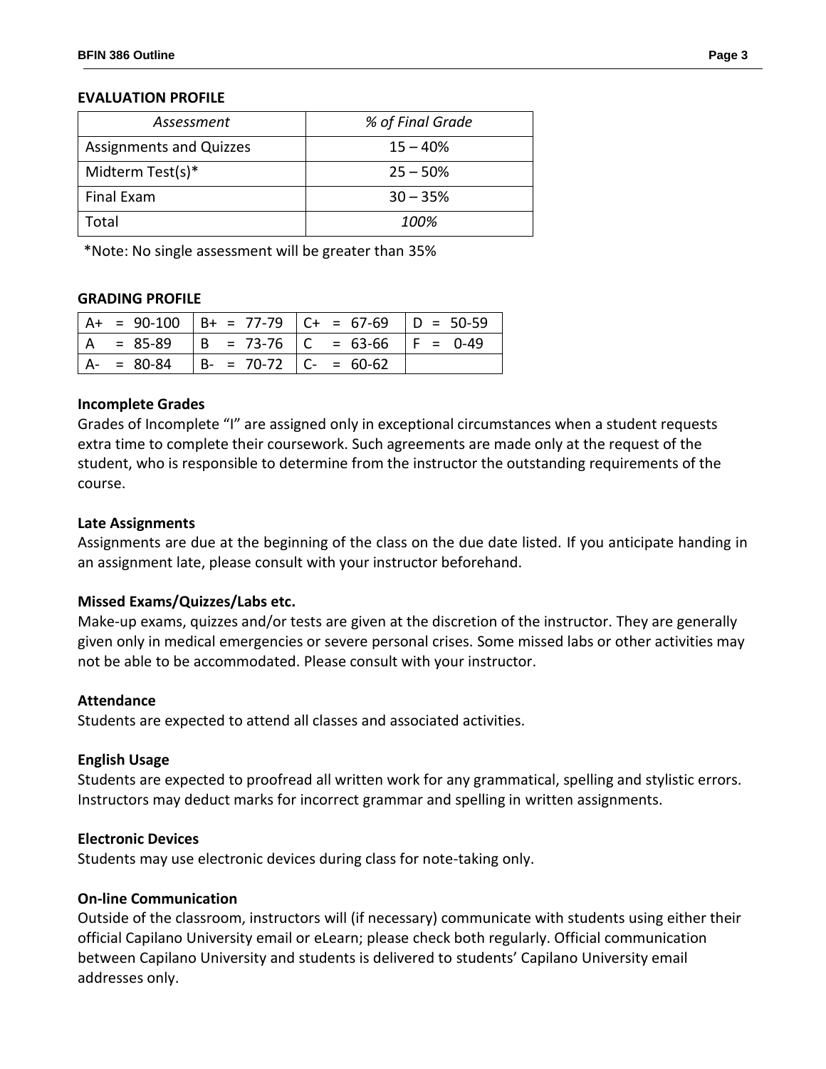### EVALUATION PROFILE

| *Assessment* | *% of Final Grade* |
|---|---|
| Assignments and Quizzes | 15 – 40% |
| Midterm Test(s)* | 25 – 50% |
| Final Exam | 30 – 35% |
| Total | *100%* |

*Note: No single assessment will be greater than 35%

### GRADING PROFILE

| | | | |
|---|---|---|---|
| A+ = 90-100 | B+ = 77-79 | C+ = 67-69 | D = 50-59 |
| A = 85-89 | B = 73-76 | C = 63-66 | F = 0-49 |
| A- = 80-84 | B- = 70-72 | C- = 60-62 | |

**Incomplete Grades**

Grades of Incomplete "I" are assigned only in exceptional circumstances when a student requests extra time to complete their coursework. Such agreements are made only at the request of the student, who is responsible to determine from the instructor the outstanding requirements of the course.

**Late Assignments**

Assignments are due at the beginning of the class on the due date listed. If you anticipate handing in an assignment late, please consult with your instructor beforehand.

**Missed Exams/Quizzes/Labs etc.**

Make-up exams, quizzes and/or tests are given at the discretion of the instructor. They are generally given only in medical emergencies or severe personal crises. Some missed labs or other activities may not be able to be accommodated. Please consult with your instructor.

**Attendance**

Students are expected to attend all classes and associated activities.

**English Usage**

Students are expected to proofread all written work for any grammatical, spelling and stylistic errors. Instructors may deduct marks for incorrect grammar and spelling in written assignments.

**Electronic Devices**

Students may use electronic devices during class for note-taking only.

**On-line Communication**

Outside of the classroom, instructors will (if necessary) communicate with students using either their official Capilano University email or eLearn; please check both regularly. Official communication between Capilano University and students is delivered to students' Capilano University email addresses only.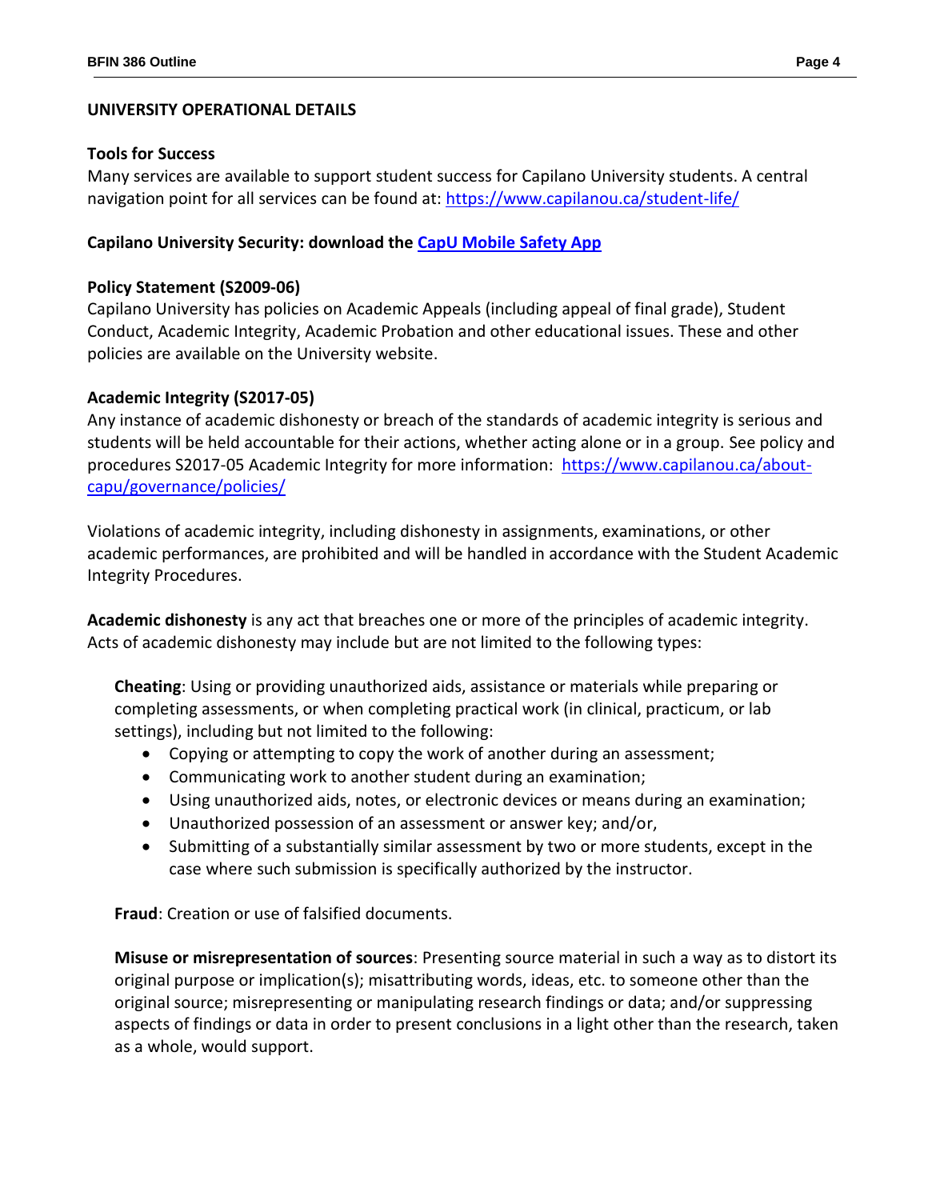## UNIVERSITY OPERATIONAL DETAILS

### Tools for Success

Many services are available to support student success for Capilano University students. A central navigation point for all services can be found at: [https://www.capilanou.ca/student-life/](https://www.capilanou.ca/student-life/)

### Capilano University Security: download the [CapU Mobile Safety App](#)

### Policy Statement (S2009-06)

Capilano University has policies on Academic Appeals (including appeal of final grade), Student Conduct, Academic Integrity, Academic Probation and other educational issues. These and other policies are available on the University website.

### Academic Integrity (S2017-05)

Any instance of academic dishonesty or breach of the standards of academic integrity is serious and students will be held accountable for their actions, whether acting alone or in a group. See policy and procedures S2017-05 Academic Integrity for more information: [https://www.capilanou.ca/about-capu/governance/policies/](https://www.capilanou.ca/about-capu/governance/policies/)

Violations of academic integrity, including dishonesty in assignments, examinations, or other academic performances, are prohibited and will be handled in accordance with the Student Academic Integrity Procedures.

**Academic dishonesty** is any act that breaches one or more of the principles of academic integrity. Acts of academic dishonesty may include but are not limited to the following types:

**Cheating**: Using or providing unauthorized aids, assistance or materials while preparing or completing assessments, or when completing practical work (in clinical, practicum, or lab settings), including but not limited to the following:

- Copying or attempting to copy the work of another during an assessment;
- Communicating work to another student during an examination;
- Using unauthorized aids, notes, or electronic devices or means during an examination;
- Unauthorized possession of an assessment or answer key; and/or,
- Submitting of a substantially similar assessment by two or more students, except in the case where such submission is specifically authorized by the instructor.

**Fraud**: Creation or use of falsified documents.

**Misuse or misrepresentation of sources**: Presenting source material in such a way as to distort its original purpose or implication(s); misattributing words, ideas, etc. to someone other than the original source; misrepresenting or manipulating research findings or data; and/or suppressing aspects of findings or data in order to present conclusions in a light other than the research, taken as a whole, would support.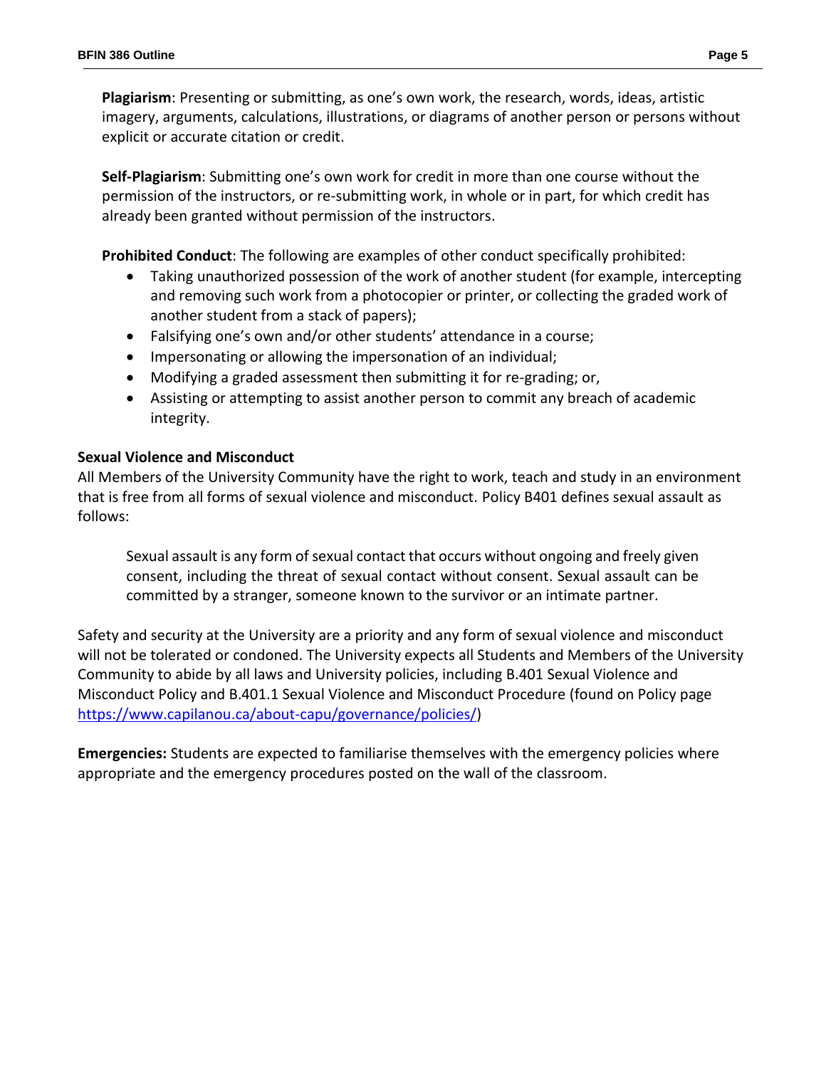**Plagiarism**: Presenting or submitting, as one's own work, the research, words, ideas, artistic imagery, arguments, calculations, illustrations, or diagrams of another person or persons without explicit or accurate citation or credit.

**Self-Plagiarism**: Submitting one's own work for credit in more than one course without the permission of the instructors, or re-submitting work, in whole or in part, for which credit has already been granted without permission of the instructors.

**Prohibited Conduct**: The following are examples of other conduct specifically prohibited:

- Taking unauthorized possession of the work of another student (for example, intercepting and removing such work from a photocopier or printer, or collecting the graded work of another student from a stack of papers);
- Falsifying one's own and/or other students' attendance in a course;
- Impersonating or allowing the impersonation of an individual;
- Modifying a graded assessment then submitting it for re-grading; or,
- Assisting or attempting to assist another person to commit any breach of academic integrity.

**Sexual Violence and Misconduct**

All Members of the University Community have the right to work, teach and study in an environment that is free from all forms of sexual violence and misconduct. Policy B401 defines sexual assault as follows:

> Sexual assault is any form of sexual contact that occurs without ongoing and freely given consent, including the threat of sexual contact without consent. Sexual assault can be committed by a stranger, someone known to the survivor or an intimate partner.

Safety and security at the University are a priority and any form of sexual violence and misconduct will not be tolerated or condoned. The University expects all Students and Members of the University Community to abide by all laws and University policies, including B.401 Sexual Violence and Misconduct Policy and B.401.1 Sexual Violence and Misconduct Procedure (found on Policy page https://www.capilanou.ca/about-capu/governance/policies/)

**Emergencies:** Students are expected to familiarise themselves with the emergency policies where appropriate and the emergency procedures posted on the wall of the classroom.